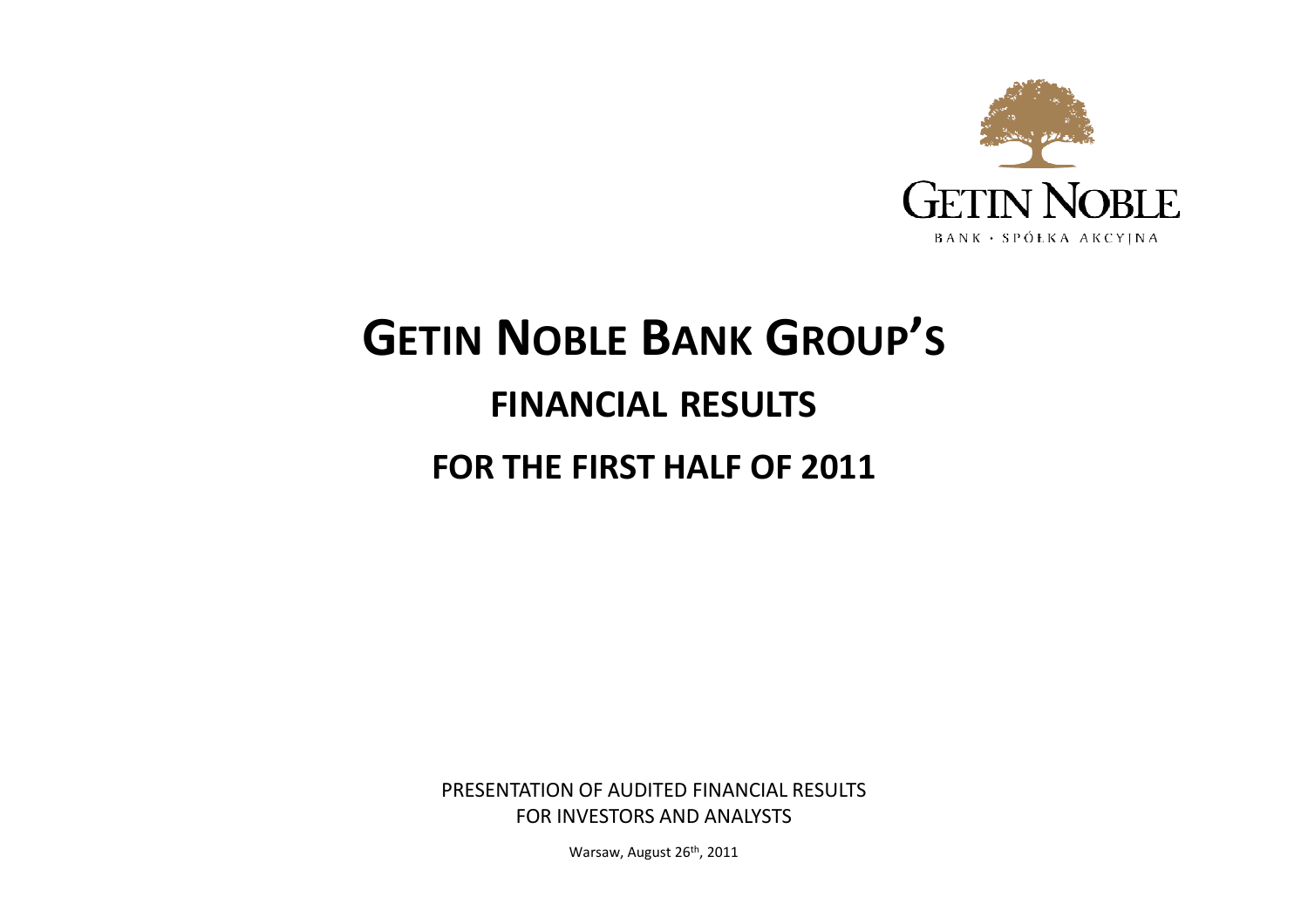GETIN NOBLE

BANK • SPÓŁKA AKCYJNA

# GETIN NOBLE BANK GROUP'S

## FINANCIAL RESULTS

## FOR THE FIRST HALF OF 2011

PRESENTATION OF AUDITED FINANCIAL RESULTS
FOR INVESTORS AND ANALYSTS

Warsaw, August 26th, 2011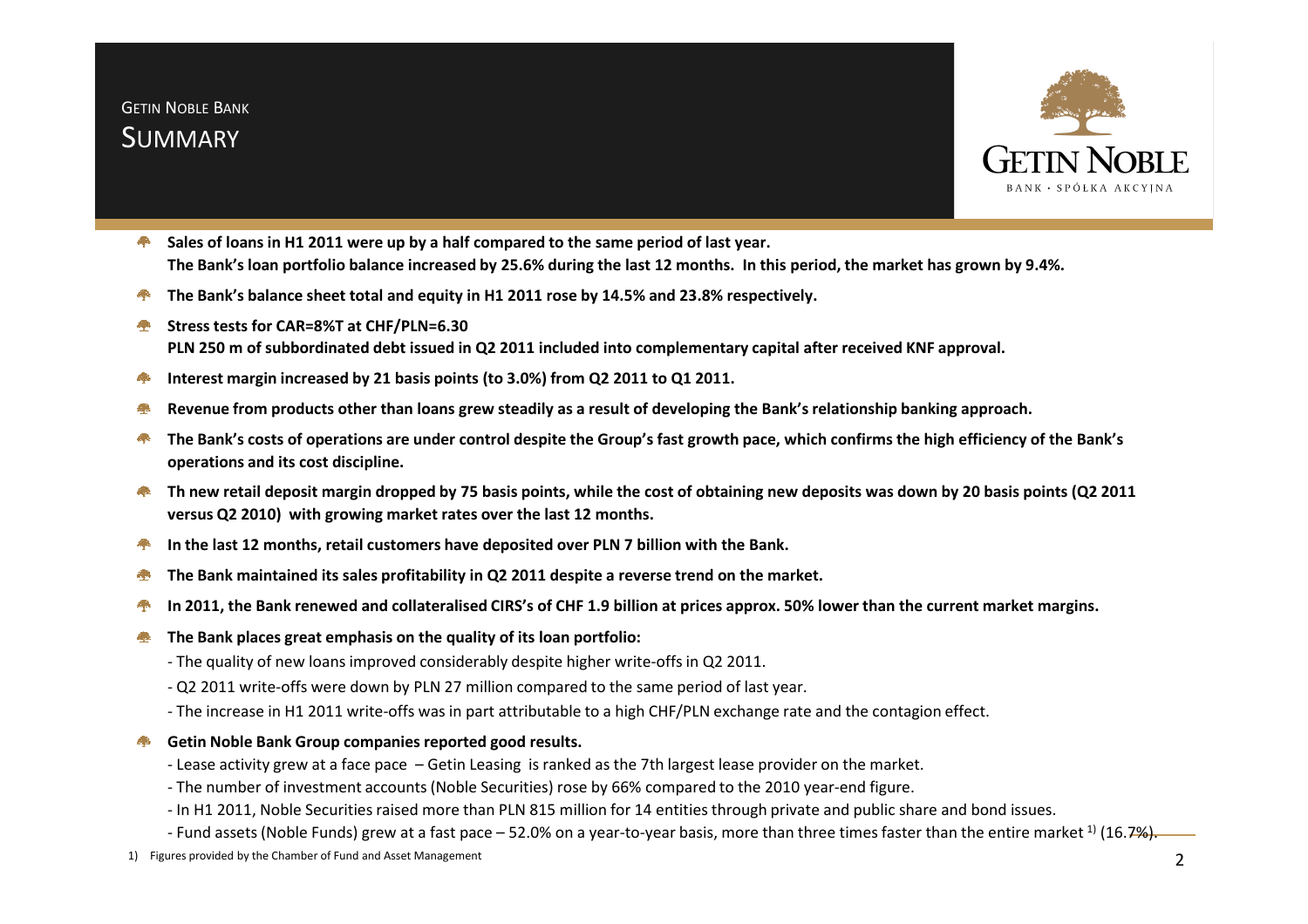# GETIN NOBLE BANK
## SUMMARY

- **Sales of loans in H1 2011 were up by a half compared to the same period of last year. The Bank's loan portfolio balance increased by 25.6% during the last 12 months. In this period, the market has grown by 9.4%.**
- **The Bank's balance sheet total and equity in H1 2011 rose by 14.5% and 23.8% respectively.**
- **Stress tests for CAR=8%T at CHF/PLN=6.30 PLN 250 m of subbordinated debt issued in Q2 2011 included into complementary capital after received KNF approval.**
- **Interest margin increased by 21 basis points (to 3.0%) from Q2 2011 to Q1 2011.**
- **Revenue from products other than loans grew steadily as a result of developing the Bank's relationship banking approach.**
- **The Bank's costs of operations are under control despite the Group's fast growth pace, which confirms the high efficiency of the Bank's operations and its cost discipline.**
- **Th new retail deposit margin dropped by 75 basis points, while the cost of obtaining new deposits was down by 20 basis points (Q2 2011 versus Q2 2010) with growing market rates over the last 12 months.**
- **In the last 12 months, retail customers have deposited over PLN 7 billion with the Bank.**
- **The Bank maintained its sales profitability in Q2 2011 despite a reverse trend on the market.**
- **In 2011, the Bank renewed and collateralised CIRS's of CHF 1.9 billion at prices approx. 50% lower than the current market margins.**
- **The Bank places great emphasis on the quality of its loan portfolio:**
  - The quality of new loans improved considerably despite higher write-offs in Q2 2011.
  - Q2 2011 write-offs were down by PLN 27 million compared to the same period of last year.
  - The increase in H1 2011 write-offs was in part attributable to a high CHF/PLN exchange rate and the contagion effect.
- **Getin Noble Bank Group companies reported good results.**
  - Lease activity grew at a face pace – Getin Leasing is ranked as the 7th largest lease provider on the market.
  - The number of investment accounts (Noble Securities) rose by 66% compared to the 2010 year-end figure.
  - In H1 2011, Noble Securities raised more than PLN 815 million for 14 entities through private and public share and bond issues.
  - Fund assets (Noble Funds) grew at a fast pace – 52.0% on a year-to-year basis, more than three times faster than the entire market [1] (16.7%).

1) Figures provided by the Chamber of Fund and Asset Management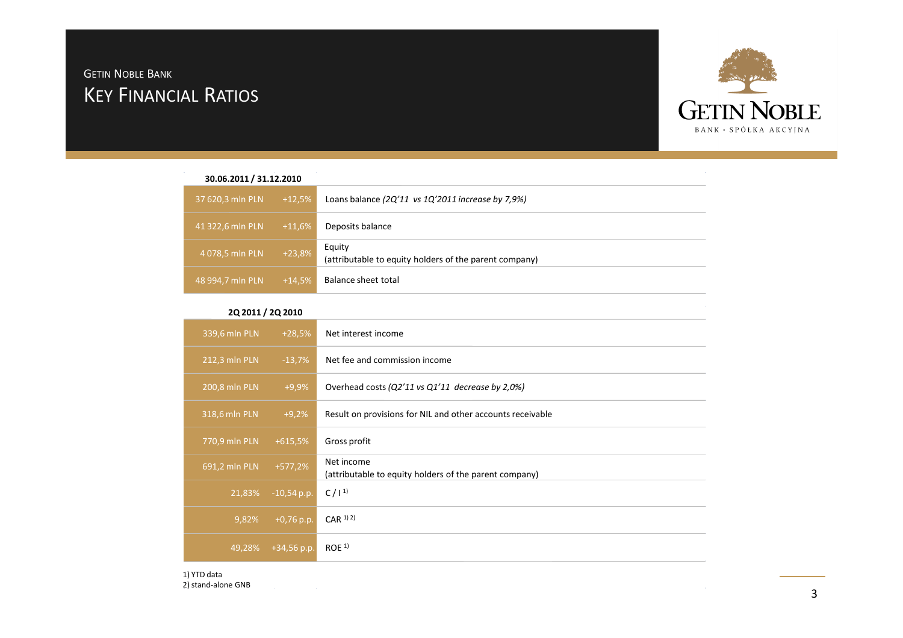GETIN NOBLE BANK

# KEY FINANCIAL RATIOS

| 30.06.2011 / 31.12.2010 | | |
|---|---|---|
| 37 620,3 mln PLN | +12,5% | Loans balance *(2Q'11 vs 1Q'2011 increase by 7,9%)* |
| 41 322,6 mln PLN | +11,6% | Deposits balance |
| 4 078,5 mln PLN | +23,8% | Equity (attributable to equity holders of the parent company) |
| 48 994,7 mln PLN | +14,5% | Balance sheet total |

| 2Q 2011 / 2Q 2010 | | |
|---|---|---|
| 339,6 mln PLN | +28,5% | Net interest income |
| 212,3 mln PLN | -13,7% | Net fee and commission income |
| 200,8 mln PLN | +9,9% | Overhead costs *(Q2'11 vs Q1'11 decrease by 2,0%)* |
| 318,6 mln PLN | +9,2% | Result on provisions for NIL and other accounts receivable |
| 770,9 mln PLN | +615,5% | Gross profit |
| 691,2 mln PLN | +577,2% | Net income (attributable to equity holders of the parent company) |
| 21,83% | -10,54 p.p. | C / I [1] |
| 9,82% | +0,76 p.p. | CAR [1] [2] |
| 49,28% | +34,56 p.p. | ROE [1] |

1) YTD data
2) stand-alone GNB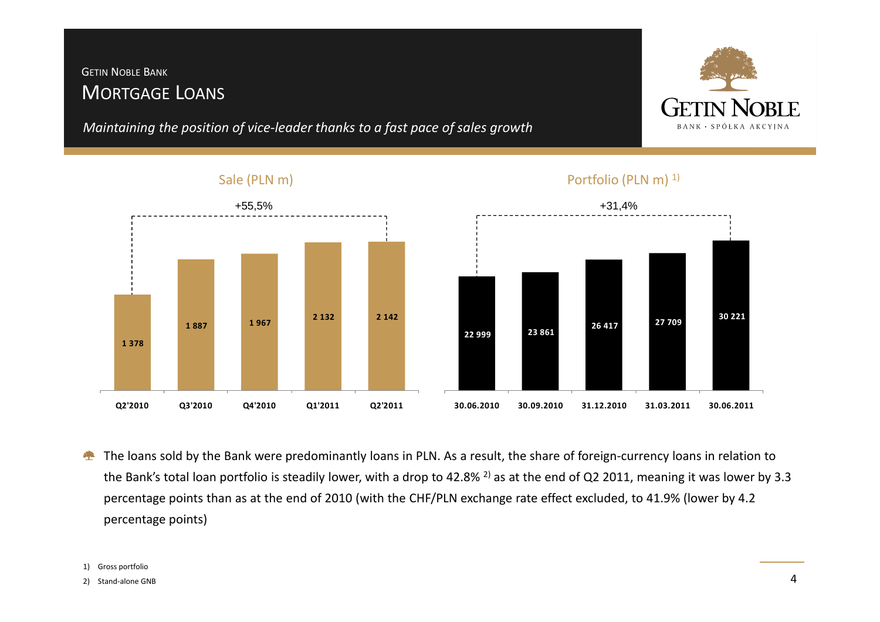GETIN NOBLE BANK

# MORTGAGE LOANS

*Maintaining the position of vice-leader thanks to a fast pace of sales growth*

## Sale (PLN m)

+55,5%

| Q2'2010 | Q3'2010 | Q4'2010 | Q1'2011 | Q2'2011 |
|---|---|---|---|---|
| 1 378 | 1 887 | 1 967 | 2 132 | 2 142 |

## Portfolio (PLN m) [1]

+31,4%

| 30.06.2010 | 30.09.2010 | 31.12.2010 | 31.03.2011 | 30.06.2011 |
|---|---|---|---|---|
| 22 999 | 23 861 | 26 417 | 27 709 | 30 221 |

- The loans sold by the Bank were predominantly loans in PLN. As a result, the share of foreign-currency loans in relation to the Bank's total loan portfolio is steadily lower, with a drop to 42.8% [2] as at the end of Q2 2011, meaning it was lower by 3.3 percentage points than as at the end of 2010 (with the CHF/PLN exchange rate effect excluded, to 41.9% (lower by 4.2 percentage points)

1) Gross portfolio
2) Stand-alone GNB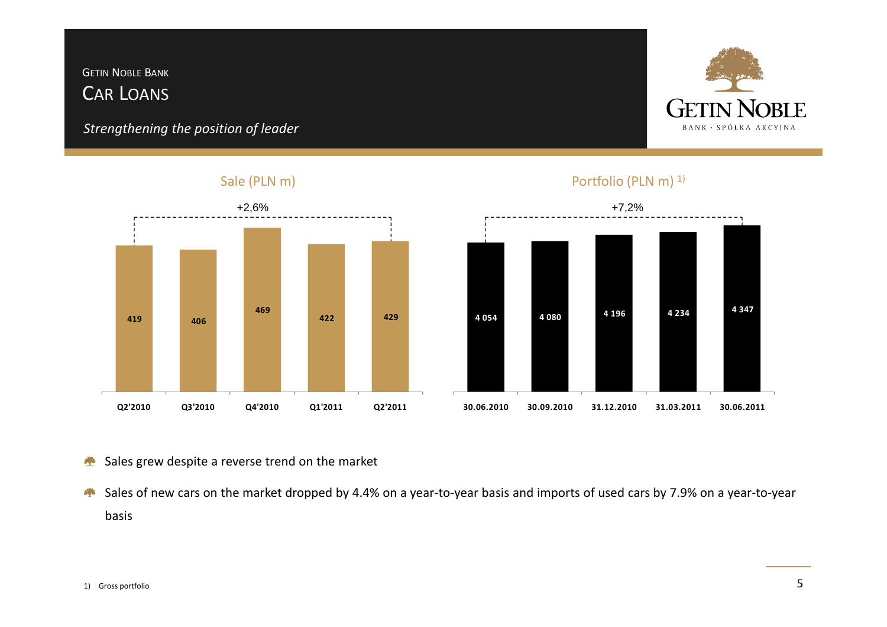GETIN NOBLE BANK

# CAR LOANS

*Strengthening the position of leader*

## Sale (PLN m)

+2,6%

| Q2'2010 | Q3'2010 | Q4'2010 | Q1'2011 | Q2'2011 |
|---|---|---|---|---|
| 419 | 406 | 469 | 422 | 429 |

## Portfolio (PLN m) [1)]

+7,2%

| 30.06.2010 | 30.09.2010 | 31.12.2010 | 31.03.2011 | 30.06.2011 |
|---|---|---|---|---|
| 4 054 | 4 080 | 4 196 | 4 234 | 4 347 |

- Sales grew despite a reverse trend on the market
- Sales of new cars on the market dropped by 4.4% on a year-to-year basis and imports of used cars by 7.9% on a year-to-year basis

1) Gross portfolio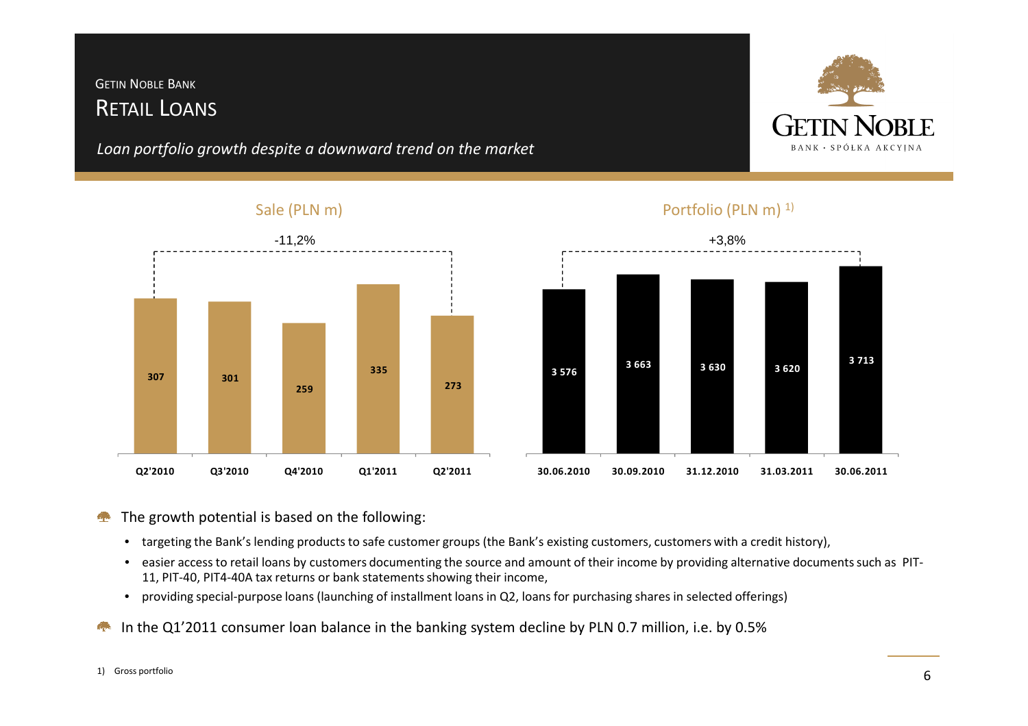GETIN NOBLE BANK

# RETAIL LOANS

*Loan portfolio growth despite a downward trend on the market*

GETIN NOBLE
BANK · SPÓŁKA AKCYJNA

## Sale (PLN m)

-11,2%

| Q2'2010 | Q3'2010 | Q4'2010 | Q1'2011 | Q2'2011 |
|---|---|---|---|---|
| 307 | 301 | 259 | 335 | 273 |

## Portfolio (PLN m) [1)]

+3,8%

| 30.06.2010 | 30.09.2010 | 31.12.2010 | 31.03.2011 | 30.06.2011 |
|---|---|---|---|---|
| 3 576 | 3 663 | 3 630 | 3 620 | 3 713 |

- The growth potential is based on the following:
  - targeting the Bank's lending products to safe customer groups (the Bank's existing customers, customers with a credit history),
  - easier access to retail loans by customers documenting the source and amount of their income by providing alternative documents such as PIT-11, PIT-40, PIT4-40A tax returns or bank statements showing their income,
  - providing special-purpose loans (launching of installment loans in Q2, loans for purchasing shares in selected offerings)
- In the Q1'2011 consumer loan balance in the banking system decline by PLN 0.7 million, i.e. by 0.5%

1) Gross portfolio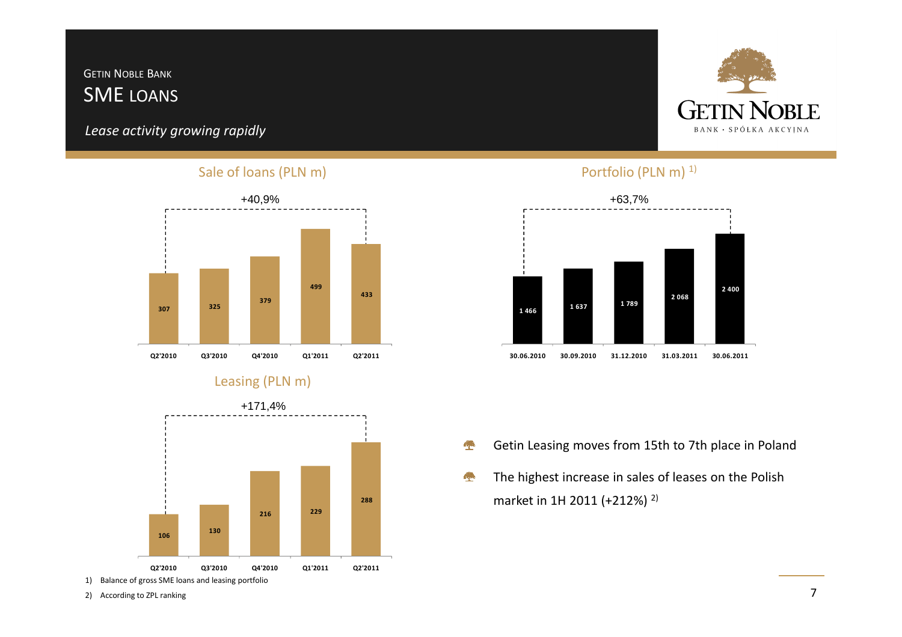Getin Noble Bank

# SME loans

*Lease activity growing rapidly*

### Sale of loans (PLN m)

+40,9%

| Q2'2010 | Q3'2010 | Q4'2010 | Q1'2011 | Q2'2011 |
|---|---|---|---|---|
| 307 | 325 | 379 | 499 | 433 |

### Portfolio (PLN m) [1]

+63,7%

| 30.06.2010 | 30.09.2010 | 31.12.2010 | 31.03.2011 | 30.06.2011 |
|---|---|---|---|---|
| 1 466 | 1 637 | 1 789 | 2 068 | 2 400 |

### Leasing (PLN m)

+171,4%

| Q2'2010 | Q3'2010 | Q4'2010 | Q1'2011 | Q2'2011 |
|---|---|---|---|---|
| 106 | 130 | 216 | 229 | 288 |

- Getin Leasing moves from 15th to 7th place in Poland
- The highest increase in sales of leases on the Polish market in 1H 2011 (+212%) [2]

1) Balance of gross SME loans and leasing portfolio

2) According to ZPL ranking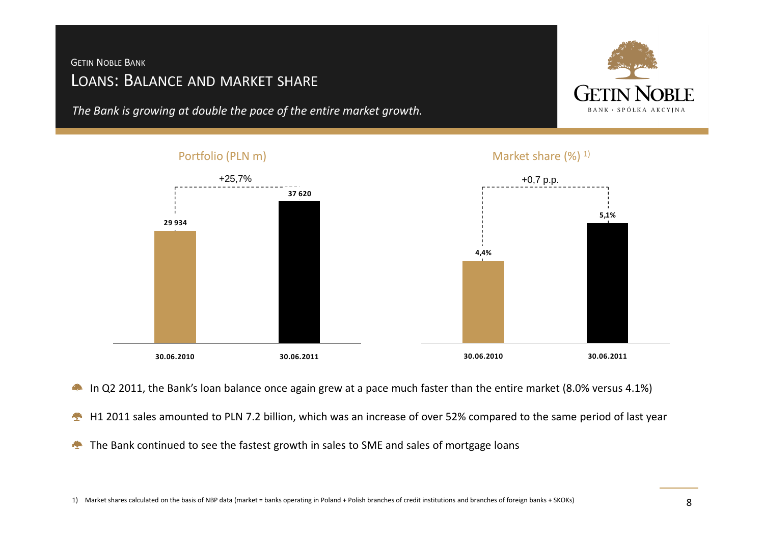GETIN NOBLE BANK

# LOANS: BALANCE AND MARKET SHARE

*The Bank is growing at double the pace of the entire market growth.*

**Portfolio (PLN m)**

| | 30.06.2010 | 30.06.2011 |
|---|---|---|
| Portfolio (PLN m) | 29 934 | 37 620 |

+25,7%

**Market share (%)** [1]

| | 30.06.2010 | 30.06.2011 |
|---|---|---|
| Market share (%) | 4,4% | 5,1% |

+0,7 p.p.

- In Q2 2011, the Bank's loan balance once again grew at a pace much faster than the entire market (8.0% versus 4.1%)
- H1 2011 sales amounted to PLN 7.2 billion, which was an increase of over 52% compared to the same period of last year
- The Bank continued to see the fastest growth in sales to SME and sales of mortgage loans

1) Market shares calculated on the basis of NBP data (market = banks operating in Poland + Polish branches of credit institutions and branches of foreign banks + SKOKs)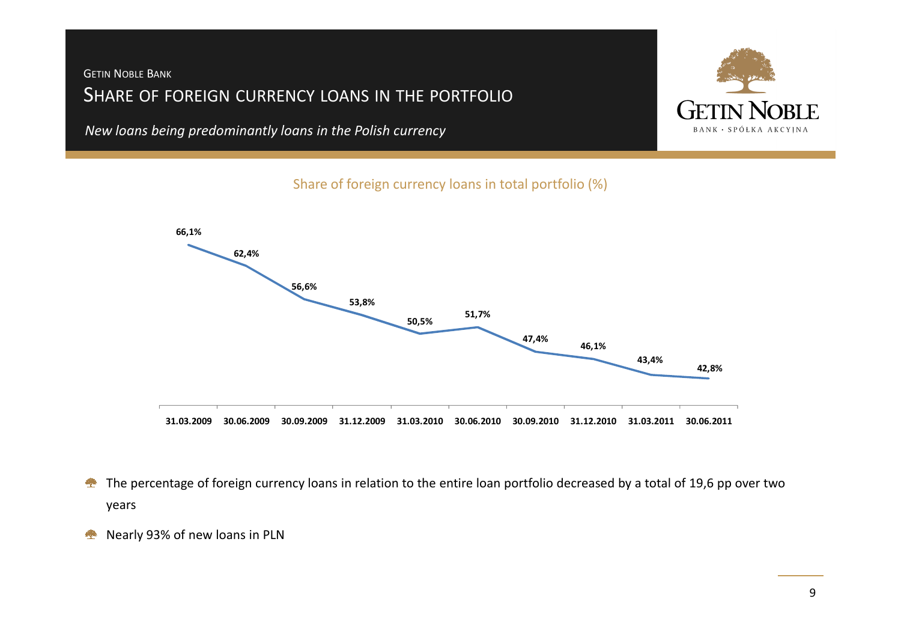GETIN NOBLE BANK

# SHARE OF FOREIGN CURRENCY LOANS IN THE PORTFOLIO

*New loans being predominantly loans in the Polish currency*

Share of foreign currency loans in total portfolio (%)

| 31.03.2009 | 30.06.2009 | 30.09.2009 | 31.12.2009 | 31.03.2010 | 30.06.2010 | 30.09.2010 | 31.12.2010 | 31.03.2011 | 30.06.2011 |
|---|---|---|---|---|---|---|---|---|---|
| 66,1% | 62,4% | 56,6% | 53,8% | 50,5% | 51,7% | 47,4% | 46,1% | 43,4% | 42,8% |

- The percentage of foreign currency loans in relation to the entire loan portfolio decreased by a total of 19,6 pp over two years
- Nearly 93% of new loans in PLN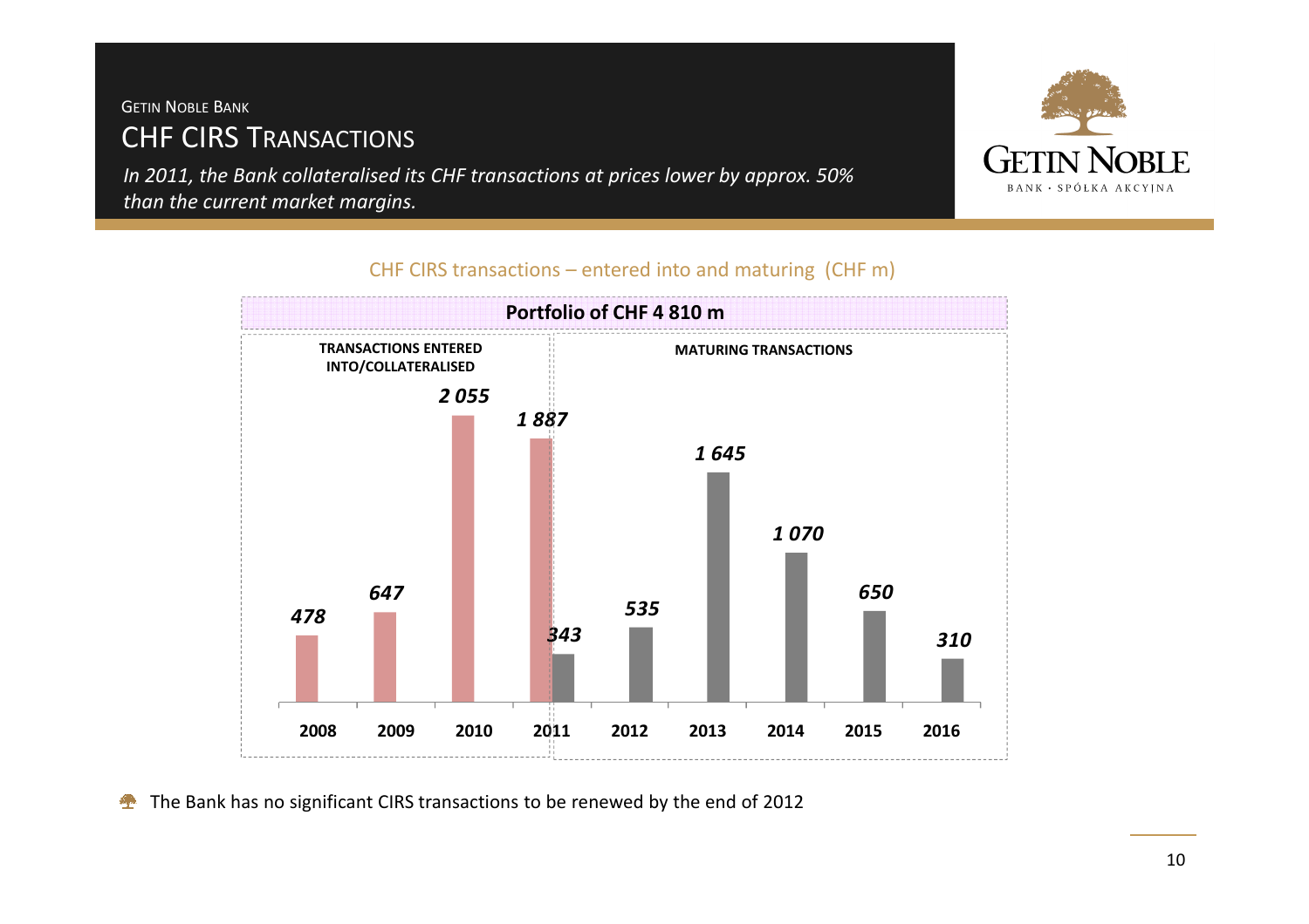GETIN NOBLE BANK

# CHF CIRS TRANSACTIONS

*In 2011, the Bank collateralised its CHF transactions at prices lower by approx. 50% than the current market margins.*

CHF CIRS transactions – entered into and maturing (CHF m)

**Portfolio of CHF 4 810 m**

| | TRANSACTIONS ENTERED INTO/COLLATERALISED | MATURING TRANSACTIONS |
|---|---|---|
| 2008 | 478 | |
| 2009 | 647 | |
| 2010 | 2 055 | |
| 2011 | 1 887 | 343 |
| 2012 | | 535 |
| 2013 | | 1 645 |
| 2014 | | 1 070 |
| 2015 | | 650 |
| 2016 | | 310 |

- The Bank has no significant CIRS transactions to be renewed by the end of 2012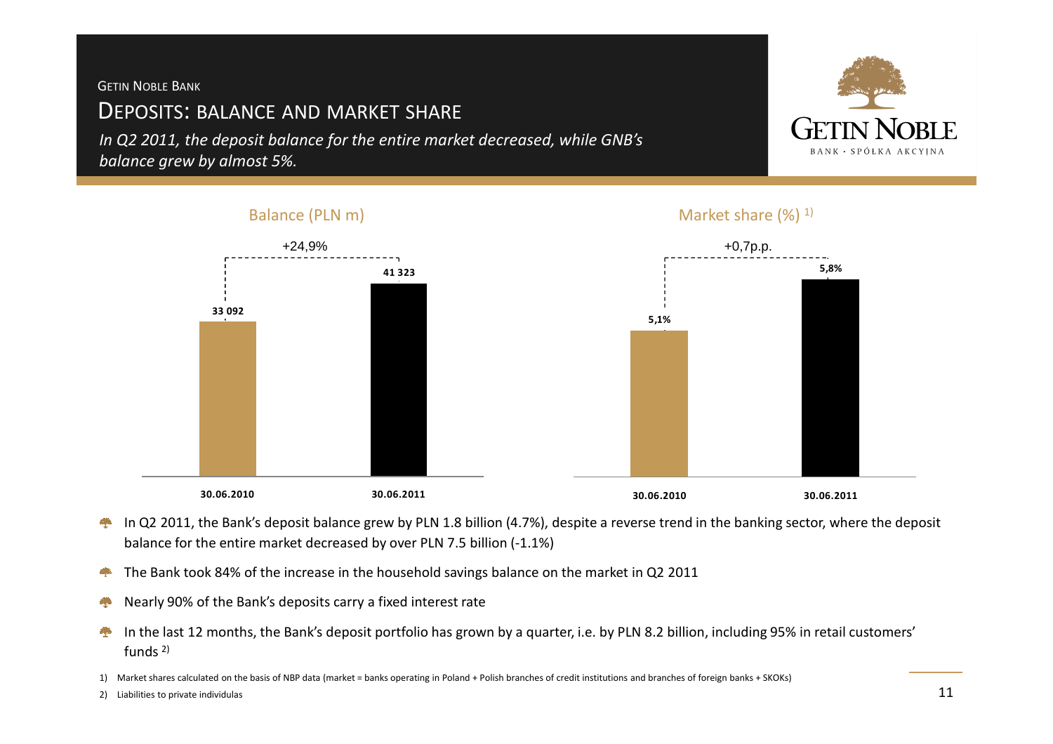GETIN NOBLE BANK

# DEPOSITS: BALANCE AND MARKET SHARE

*In Q2 2011, the deposit balance for the entire market decreased, while GNB's balance grew by almost 5%.*

## Balance (PLN m)

+24,9%

| 30.06.2010 | 30.06.2011 |
| --- | --- |
| 33 092 | 41 323 |

## Market share (%) [1]

+0,7p.p.

| 30.06.2010 | 30.06.2011 |
| --- | --- |
| 5,1% | 5,8% |

- In Q2 2011, the Bank's deposit balance grew by PLN 1.8 billion (4.7%), despite a reverse trend in the banking sector, where the deposit balance for the entire market decreased by over PLN 7.5 billion (-1.1%)
- The Bank took 84% of the increase in the household savings balance on the market in Q2 2011
- Nearly 90% of the Bank's deposits carry a fixed interest rate
- In the last 12 months, the Bank's deposit portfolio has grown by a quarter, i.e. by PLN 8.2 billion, including 95% in retail customers' funds [2]

1) Market shares calculated on the basis of NBP data (market = banks operating in Poland + Polish branches of credit institutions and branches of foreign banks + SKOKs)

2) Liabilities to private individulas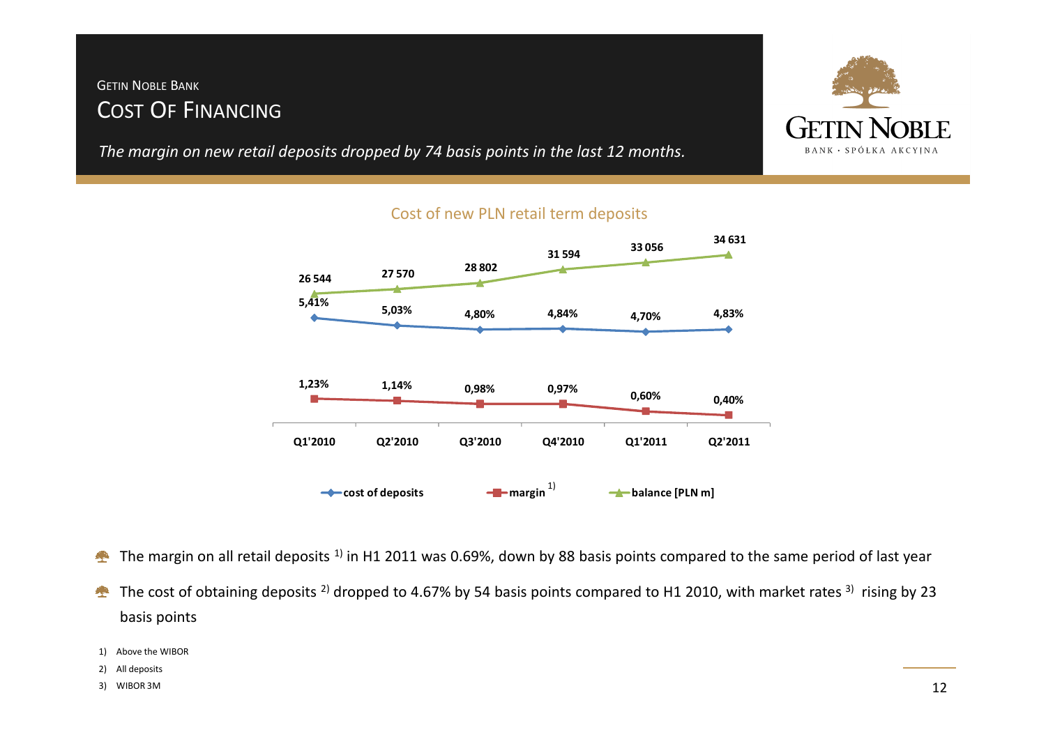GETIN NOBLE BANK

# COST OF FINANCING

*The margin on new retail deposits dropped by 74 basis points in the last 12 months.*

## Cost of new PLN retail term deposits

| | Q1'2010 | Q2'2010 | Q3'2010 | Q4'2010 | Q1'2011 | Q2'2011 |
|---|---|---|---|---|---|---|
| cost of deposits | 5,41% | 5,03% | 4,80% | 4,84% | 4,70% | 4,83% |
| margin [1] | 1,23% | 1,14% | 0,98% | 0,97% | 0,60% | 0,40% |
| balance [PLN m] | 26 544 | 27 570 | 28 802 | 31 594 | 33 056 | 34 631 |

- The margin on all retail deposits [1] in H1 2011 was 0.69%, down by 88 basis points compared to the same period of last year
- The cost of obtaining deposits [2] dropped to 4.67% by 54 basis points compared to H1 2010, with market rates [3] rising by 23 basis points

1) Above the WIBOR

2) All deposits

3) WIBOR 3M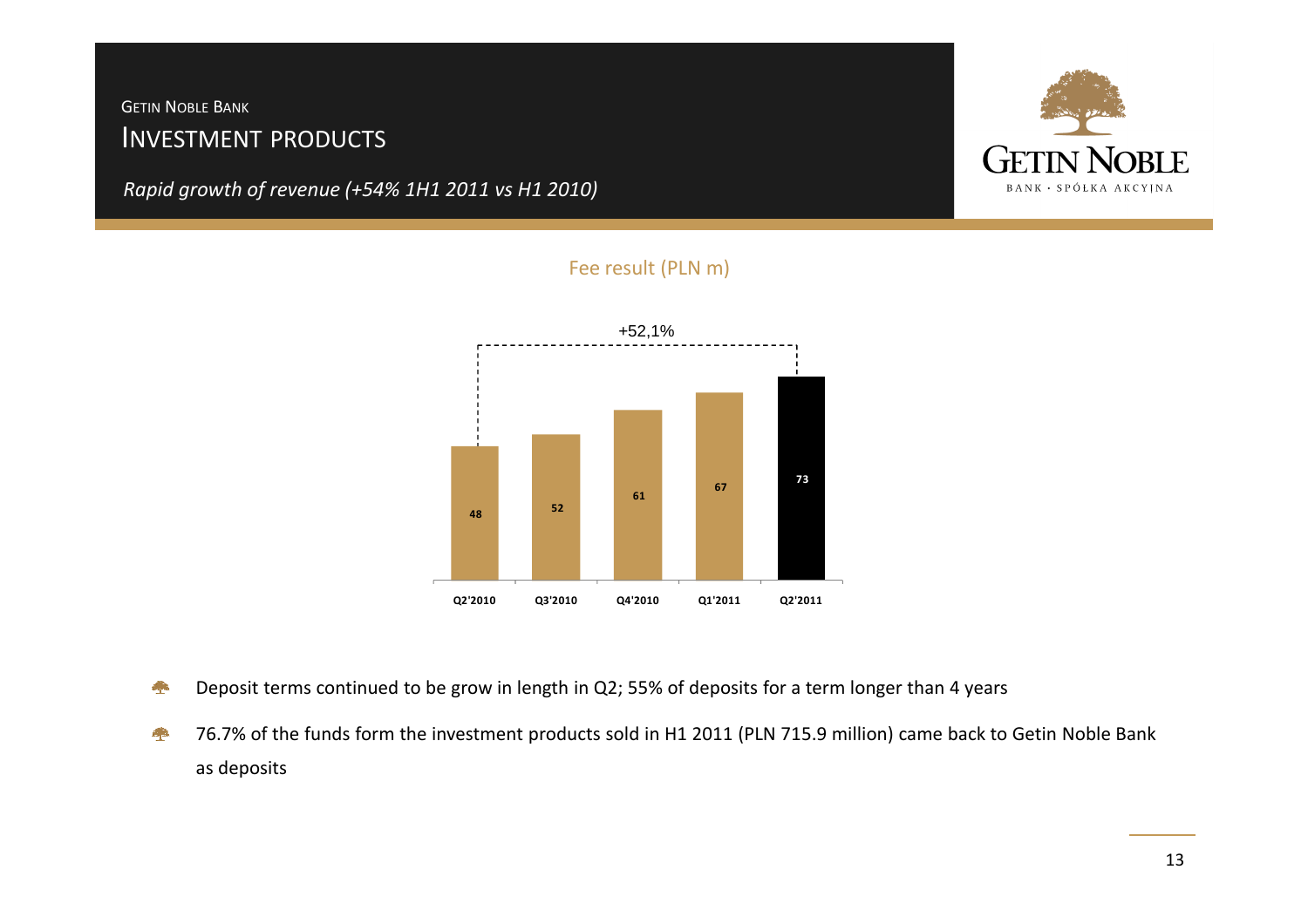GETIN NOBLE BANK

# INVESTMENT PRODUCTS

*Rapid growth of revenue (+54% 1H1 2011 vs H1 2010)*

Fee result (PLN m)

| Q2'2010 | Q3'2010 | Q4'2010 | Q1'2011 | Q2'2011 |
|---|---|---|---|---|
| 48 | 52 | 61 | 67 | 73 |

+52,1% (Q2'2010 vs Q2'2011)

- Deposit terms continued to be grow in length in Q2; 55% of deposits for a term longer than 4 years
- 76.7% of the funds form the investment products sold in H1 2011 (PLN 715.9 million) came back to Getin Noble Bank as deposits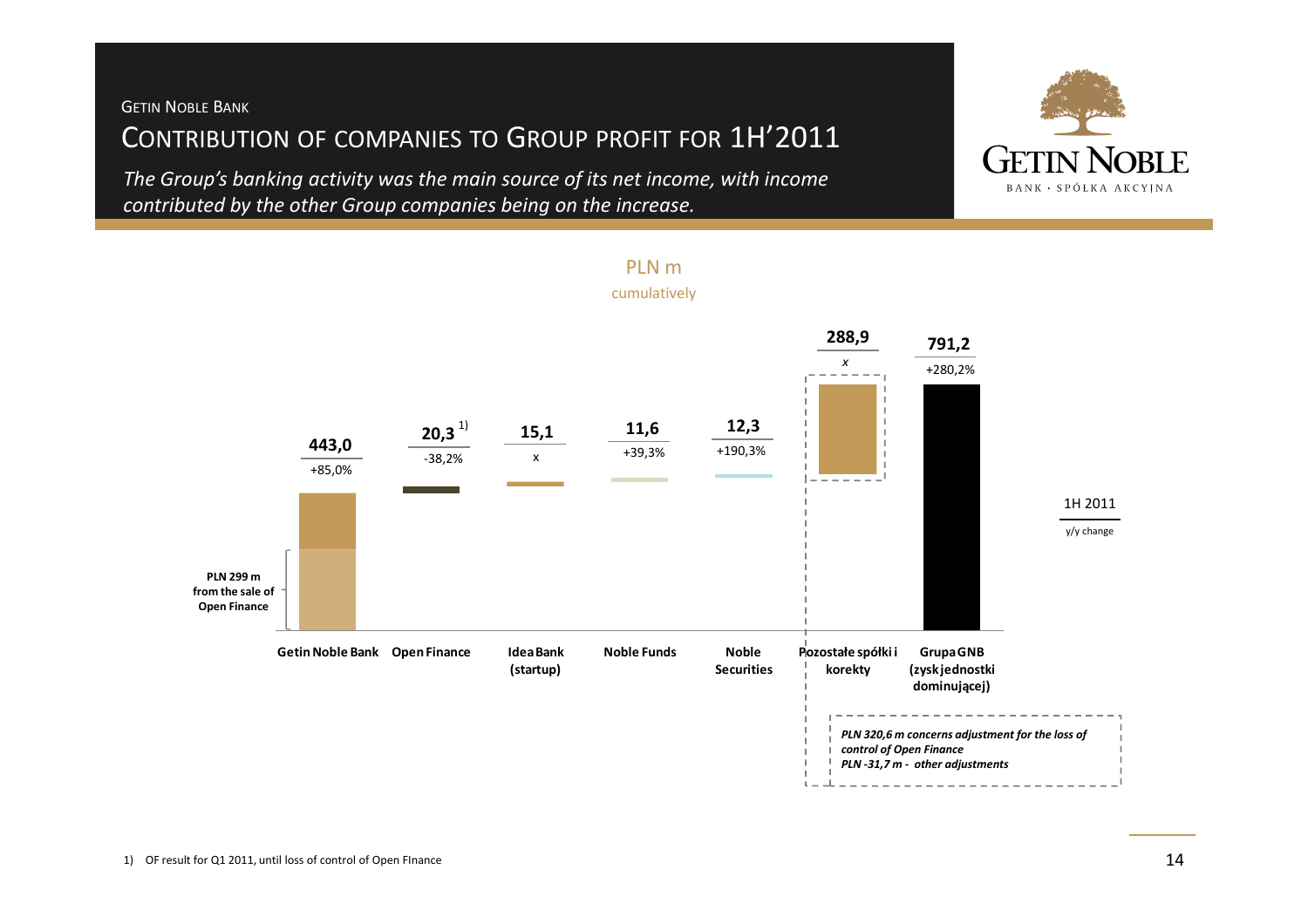GETIN NOBLE BANK

# CONTRIBUTION OF COMPANIES TO GROUP PROFIT FOR 1H'2011

*The Group's banking activity was the main source of its net income, with income contributed by the other Group companies being on the increase.*

PLN m
cumulatively

| | Getin Noble Bank | Open Finance | Idea Bank (startup) | Noble Funds | Noble Securities | Pozostałe spółki i korekty | Grupa GNB (zysk jednostki dominującej) |
|---|---|---|---|---|---|---|---|
| 1H 2011 | 443,0 | 20,3 [1] | 15,1 | 11,6 | 12,3 | 288,9 | 791,2 |
| y/y change | +85,0% | -38,2% | x | +39,3% | +190,3% | x | +280,2% |

**PLN 299 m from the sale of Open Finance**

*PLN 320,6 m concerns adjustment for the loss of control of Open Finance*
*PLN -31,7 m - other adjustments*

1) OF result for Q1 2011, until loss of control of Open FInance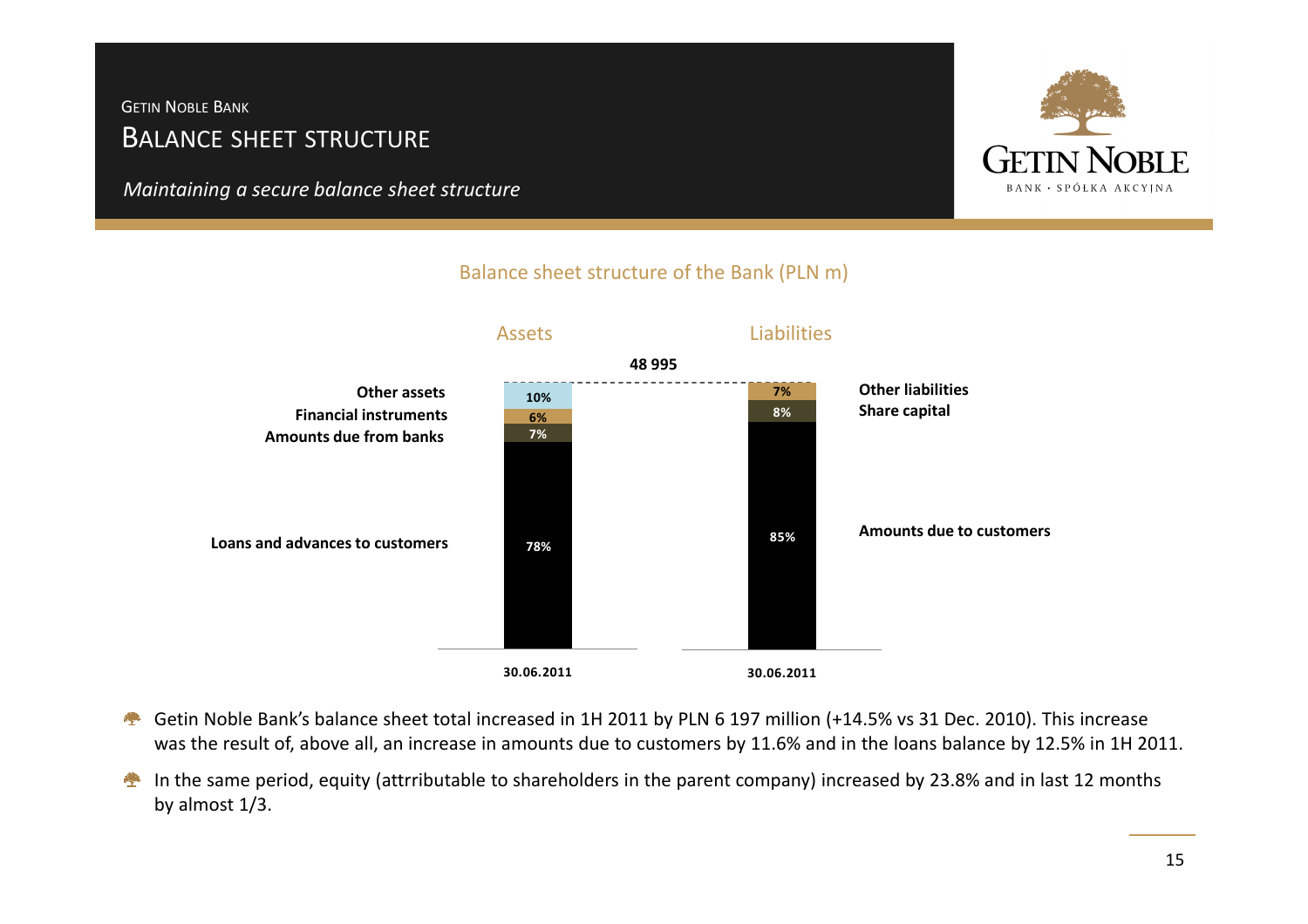GETIN NOBLE BANK

# BALANCE SHEET STRUCTURE

*Maintaining a secure balance sheet structure*

## Balance sheet structure of the Bank (PLN m)

Total: 48 995

| Assets (30.06.2011) | | Liabilities (30.06.2011) | |
|---|---|---|---|
| Other assets | 10% | Other liabilities | 7% |
| Financial instruments | 6% | Share capital | 8% |
| Amounts due from banks | 7% | Amounts due to customers | 85% |
| Loans and advances to customers | 78% | | |

- Getin Noble Bank's balance sheet total increased in 1H 2011 by PLN 6 197 million (+14.5% vs 31 Dec. 2010). This increase was the result of, above all, an increase in amounts due to customers by 11.6% and in the loans balance by 12.5% in 1H 2011.
- In the same period, equity (attrributable to shareholders in the parent company) increased by 23.8% and in last 12 months by almost 1/3.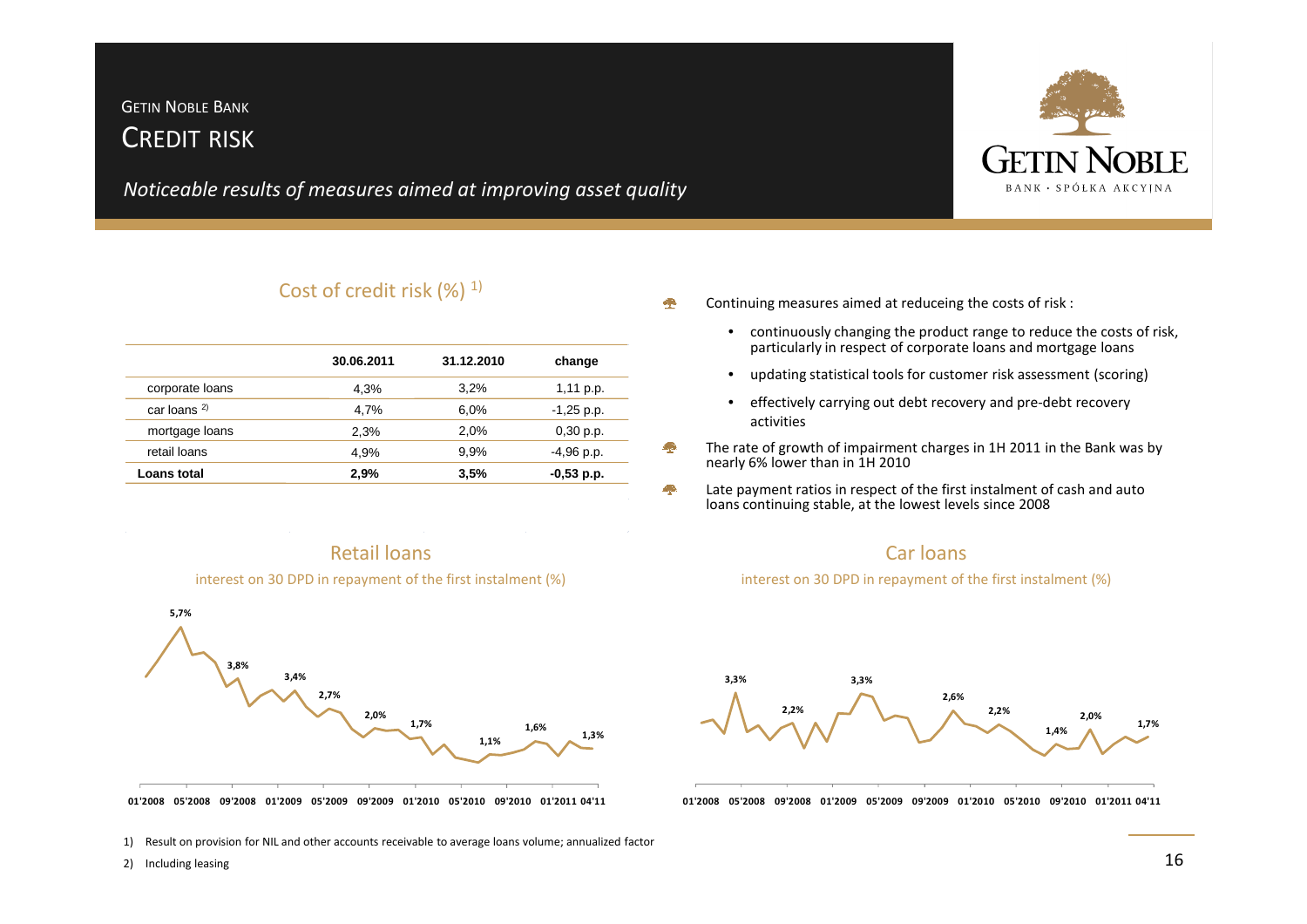# GETIN NOBLE BANK

## CREDIT RISK

*Noticeable results of measures aimed at improving asset quality*

### Cost of credit risk (%) [1)]

| | 30.06.2011 | 31.12.2010 | change |
|---|---|---|---|
| corporate loans | 4,3% | 3,2% | 1,11 p.p. |
| car loans [2)] | 4,7% | 6,0% | -1,25 p.p. |
| mortgage loans | 2,3% | 2,0% | 0,30 p.p. |
| retail loans | 4,9% | 9,9% | -4,96 p.p. |
| **Loans total** | **2,9%** | **3,5%** | **-0,53 p.p.** |

- Continuing measures aimed at reduceing the costs of risk :
  - continuously changing the product range to reduce the costs of risk, particularly in respect of corporate loans and mortgage loans
  - updating statistical tools for customer risk assessment (scoring)
  - effectively carrying out debt recovery and pre-debt recovery activities
- The rate of growth of impairment charges in 1H 2011 in the Bank was by nearly 6% lower than in 1H 2010
- Late payment ratios in respect of the first instalment of cash and auto loans continuing stable, at the lowest levels since 2008

### Retail loans

interest on 30 DPD in repayment of the first instalment (%)

5,7% 3,8% 3,4% 2,7% 2,0% 1,7% 1,1% 1,6% 1,3%

01'2008 05'2008 09'2008 01'2009 05'2009 09'2009 01'2010 05'2010 09'2010 01'2011 04'11

### Car loans

interest on 30 DPD in repayment of the first instalment (%)

3,3% 2,2% 3,3% 2,6% 2,2% 1,4% 2,0% 1,7%

01'2008 05'2008 09'2008 01'2009 05'2009 09'2009 01'2010 05'2010 09'2010 01'2011 04'11

1) Result on provision for NIL and other accounts receivable to average loans volume; annualized factor

2) Including leasing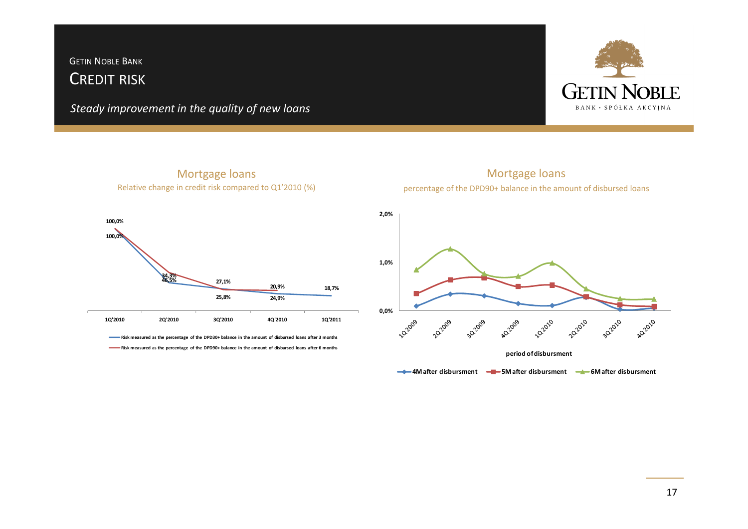# GETIN NOBLE BANK

## CREDIT RISK

*Steady improvement in the quality of new loans*

### Mortgage loans

Relative change in credit risk compared to Q1'2010 (%)

| | 1Q'2010 | 2Q'2010 | 3Q'2010 | 4Q'2010 | 1Q'2011 |
|---|---|---|---|---|---|
| Risk measured as the percentage of the DPD30+ balance in the amount of disbursed loans after 3 months | 100,0% | 34,3% | 25,8% | 24,9% | 18,7% |
| Risk measured as the percentage of the DPD90+ balance in the amount of disbursed loans after 6 months | 100,0% | 46,5% | 27,1% | 20,9% | |

### Mortgage loans

percentage of the DPD90+ balance in the amount of disbursed loans

period of disbursment

Series: 4M after disbursment, 5M after disbursment, 6M after disbursment (periods 1Q2009 – 4Q2010; scale 0,0% – 2,0%)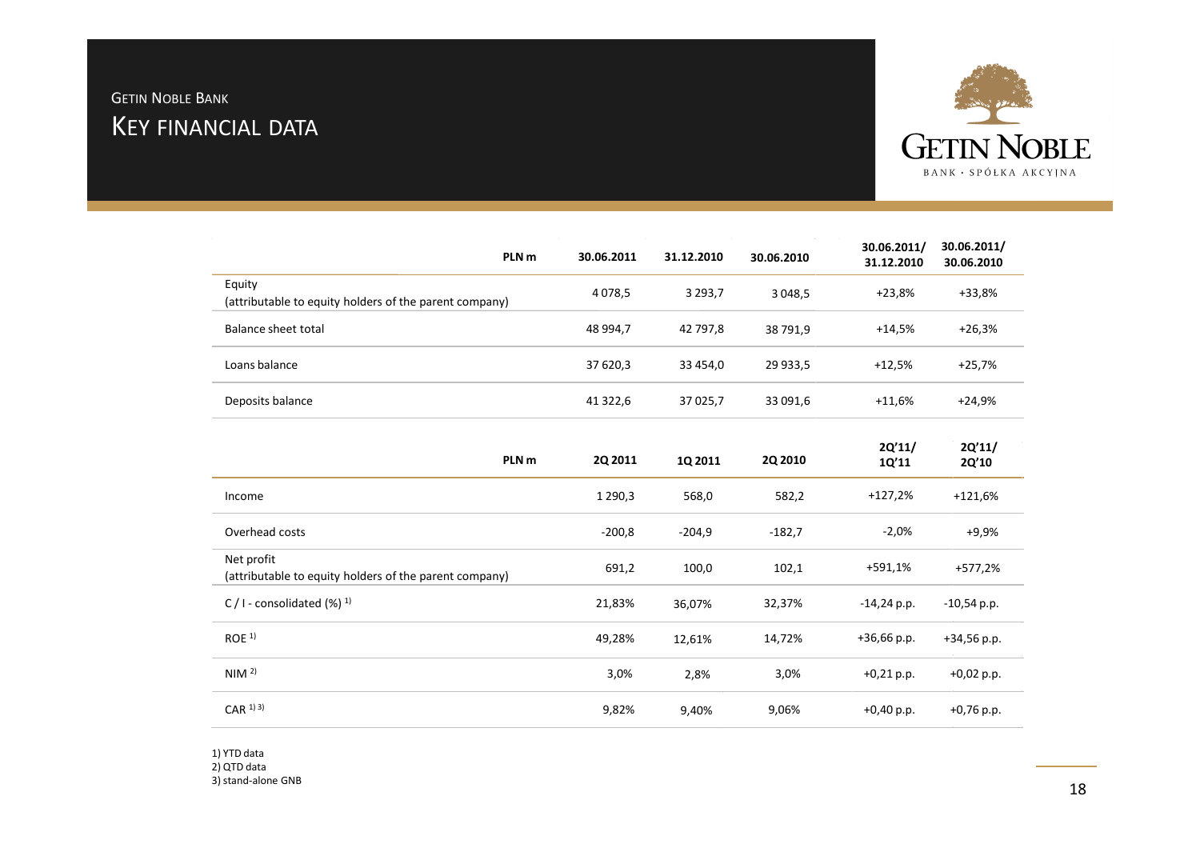# GETIN NOBLE BANK

## KEY FINANCIAL DATA

| PLN m | 30.06.2011 | 31.12.2010 | 30.06.2010 | 30.06.2011/ 31.12.2010 | 30.06.2011/ 30.06.2010 |
|---|---|---|---|---|---|
| Equity (attributable to equity holders of the parent company) | 4 078,5 | 3 293,7 | 3 048,5 | +23,8% | +33,8% |
| Balance sheet total | 48 994,7 | 42 797,8 | 38 791,9 | +14,5% | +26,3% |
| Loans balance | 37 620,3 | 33 454,0 | 29 933,5 | +12,5% | +25,7% |
| Deposits balance | 41 322,6 | 37 025,7 | 33 091,6 | +11,6% | +24,9% |

| PLN m | 2Q 2011 | 1Q 2011 | 2Q 2010 | 2Q'11/ 1Q'11 | 2Q'11/ 2Q'10 |
|---|---|---|---|---|---|
| Income | 1 290,3 | 568,0 | 582,2 | +127,2% | +121,6% |
| Overhead costs | -200,8 | -204,9 | -182,7 | -2,0% | +9,9% |
| Net profit (attributable to equity holders of the parent company) | 691,2 | 100,0 | 102,1 | +591,1% | +577,2% |
| C / I - consolidated (%) [1)] | 21,83% | 36,07% | 32,37% | -14,24 p.p. | -10,54 p.p. |
| ROE [1)] | 49,28% | 12,61% | 14,72% | +36,66 p.p. | +34,56 p.p. |
| NIM [2)] | 3,0% | 2,8% | 3,0% | +0,21 p.p. | +0,02 p.p. |
| CAR [1) 3)] | 9,82% | 9,40% | 9,06% | +0,40 p.p. | +0,76 p.p. |

1) YTD data
2) QTD data
3) stand-alone GNB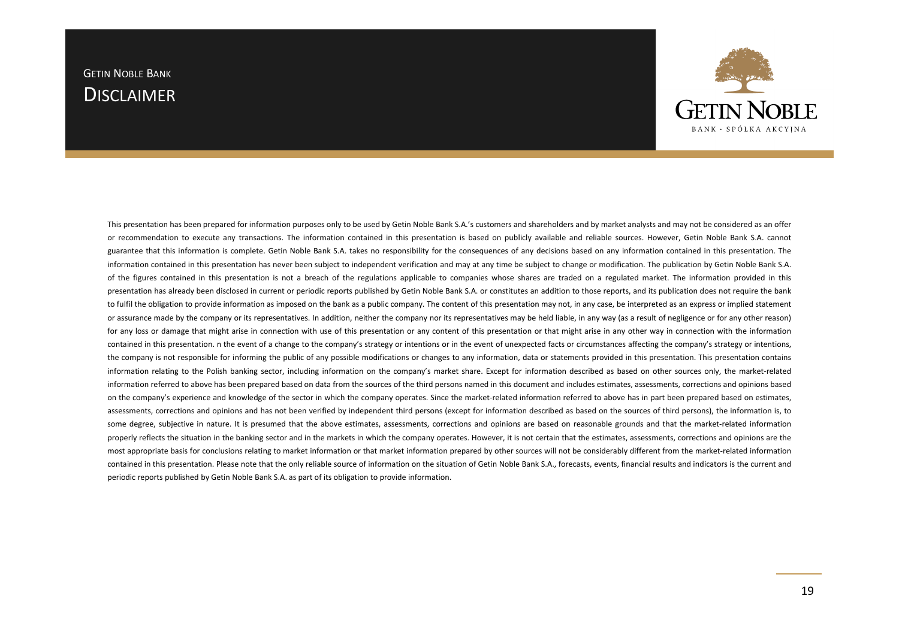GETIN NOBLE BANK

# DISCLAIMER

GETIN NOBLE

BANK • SPÓŁKA AKCYJNA

This presentation has been prepared for information purposes only to be used by Getin Noble Bank S.A.'s customers and shareholders and by market analysts and may not be considered as an offer or recommendation to execute any transactions. The information contained in this presentation is based on publicly available and reliable sources. However, Getin Noble Bank S.A. cannot guarantee that this information is complete. Getin Noble Bank S.A. takes no responsibility for the consequences of any decisions based on any information contained in this presentation. The information contained in this presentation has never been subject to independent verification and may at any time be subject to change or modification. The publication by Getin Noble Bank S.A. of the figures contained in this presentation is not a breach of the regulations applicable to companies whose shares are traded on a regulated market. The information provided in this presentation has already been disclosed in current or periodic reports published by Getin Noble Bank S.A. or constitutes an addition to those reports, and its publication does not require the bank to fulfil the obligation to provide information as imposed on the bank as a public company. The content of this presentation may not, in any case, be interpreted as an express or implied statement or assurance made by the company or its representatives. In addition, neither the company nor its representatives may be held liable, in any way (as a result of negligence or for any other reason) for any loss or damage that might arise in connection with use of this presentation or any content of this presentation or that might arise in any other way in connection with the information contained in this presentation. n the event of a change to the company's strategy or intentions or in the event of unexpected facts or circumstances affecting the company's strategy or intentions, the company is not responsible for informing the public of any possible modifications or changes to any information, data or statements provided in this presentation. This presentation contains information relating to the Polish banking sector, including information on the company's market share. Except for information described as based on other sources only, the market-related information referred to above has been prepared based on data from the sources of the third persons named in this document and includes estimates, assessments, corrections and opinions based on the company's experience and knowledge of the sector in which the company operates. Since the market-related information referred to above has in part been prepared based on estimates, assessments, corrections and opinions and has not been verified by independent third persons (except for information described as based on the sources of third persons), the information is, to some degree, subjective in nature. It is presumed that the above estimates, assessments, corrections and opinions are based on reasonable grounds and that the market-related information properly reflects the situation in the banking sector and in the markets in which the company operates. However, it is not certain that the estimates, assessments, corrections and opinions are the most appropriate basis for conclusions relating to market information or that market information prepared by other sources will not be considerably different from the market-related information contained in this presentation. Please note that the only reliable source of information on the situation of Getin Noble Bank S.A., forecasts, events, financial results and indicators is the current and periodic reports published by Getin Noble Bank S.A. as part of its obligation to provide information.